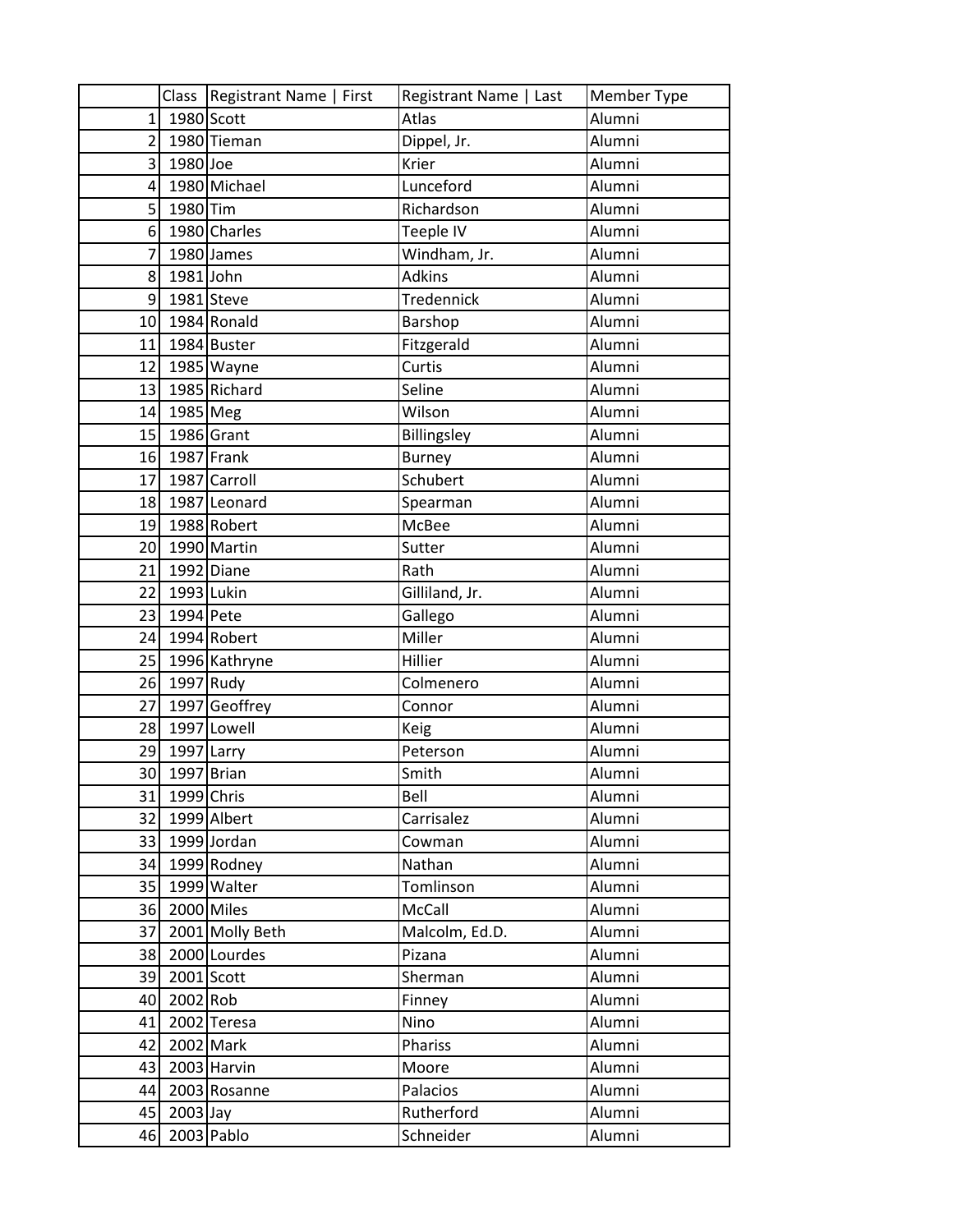| | Class | Registrant Name &#124; First | Registrant Name &#124; Last | Member Type |
|---|---|---|---|---|
| 1 | 1980 | Scott | Atlas | Alumni |
| 2 | 1980 | Tieman | Dippel, Jr. | Alumni |
| 3 | 1980 | Joe | Krier | Alumni |
| 4 | 1980 | Michael | Lunceford | Alumni |
| 5 | 1980 | Tim | Richardson | Alumni |
| 6 | 1980 | Charles | Teeple IV | Alumni |
| 7 | 1980 | James | Windham, Jr. | Alumni |
| 8 | 1981 | John | Adkins | Alumni |
| 9 | 1981 | Steve | Tredennick | Alumni |
| 10 | 1984 | Ronald | Barshop | Alumni |
| 11 | 1984 | Buster | Fitzgerald | Alumni |
| 12 | 1985 | Wayne | Curtis | Alumni |
| 13 | 1985 | Richard | Seline | Alumni |
| 14 | 1985 | Meg | Wilson | Alumni |
| 15 | 1986 | Grant | Billingsley | Alumni |
| 16 | 1987 | Frank | Burney | Alumni |
| 17 | 1987 | Carroll | Schubert | Alumni |
| 18 | 1987 | Leonard | Spearman | Alumni |
| 19 | 1988 | Robert | McBee | Alumni |
| 20 | 1990 | Martin | Sutter | Alumni |
| 21 | 1992 | Diane | Rath | Alumni |
| 22 | 1993 | Lukin | Gilliland, Jr. | Alumni |
| 23 | 1994 | Pete | Gallego | Alumni |
| 24 | 1994 | Robert | Miller | Alumni |
| 25 | 1996 | Kathryne | Hillier | Alumni |
| 26 | 1997 | Rudy | Colmenero | Alumni |
| 27 | 1997 | Geoffrey | Connor | Alumni |
| 28 | 1997 | Lowell | Keig | Alumni |
| 29 | 1997 | Larry | Peterson | Alumni |
| 30 | 1997 | Brian | Smith | Alumni |
| 31 | 1999 | Chris | Bell | Alumni |
| 32 | 1999 | Albert | Carrisalez | Alumni |
| 33 | 1999 | Jordan | Cowman | Alumni |
| 34 | 1999 | Rodney | Nathan | Alumni |
| 35 | 1999 | Walter | Tomlinson | Alumni |
| 36 | 2000 | Miles | McCall | Alumni |
| 37 | 2001 | Molly Beth | Malcolm, Ed.D. | Alumni |
| 38 | 2000 | Lourdes | Pizana | Alumni |
| 39 | 2001 | Scott | Sherman | Alumni |
| 40 | 2002 | Rob | Finney | Alumni |
| 41 | 2002 | Teresa | Nino | Alumni |
| 42 | 2002 | Mark | Phariss | Alumni |
| 43 | 2003 | Harvin | Moore | Alumni |
| 44 | 2003 | Rosanne | Palacios | Alumni |
| 45 | 2003 | Jay | Rutherford | Alumni |
| 46 | 2003 | Pablo | Schneider | Alumni |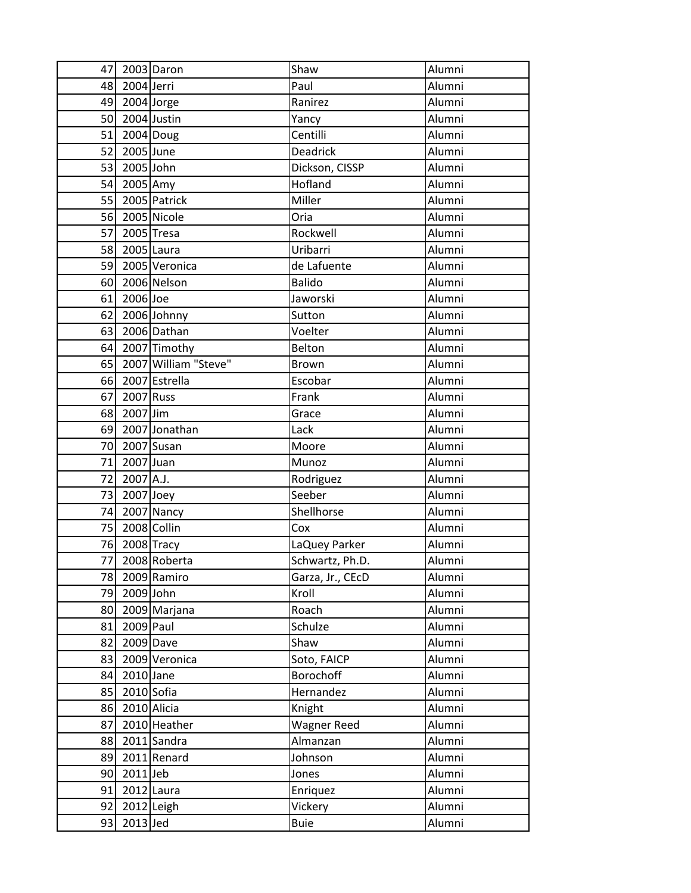| 47 | 2003 | Daron | Shaw | Alumni |
|---|---|---|---|---|
| 48 | 2004 | Jerri | Paul | Alumni |
| 49 | 2004 | Jorge | Ranirez | Alumni |
| 50 | 2004 | Justin | Yancy | Alumni |
| 51 | 2004 | Doug | Centilli | Alumni |
| 52 | 2005 | June | Deadrick | Alumni |
| 53 | 2005 | John | Dickson, CISSP | Alumni |
| 54 | 2005 | Amy | Hofland | Alumni |
| 55 | 2005 | Patrick | Miller | Alumni |
| 56 | 2005 | Nicole | Oria | Alumni |
| 57 | 2005 | Tresa | Rockwell | Alumni |
| 58 | 2005 | Laura | Uribarri | Alumni |
| 59 | 2005 | Veronica | de Lafuente | Alumni |
| 60 | 2006 | Nelson | Balido | Alumni |
| 61 | 2006 | Joe | Jaworski | Alumni |
| 62 | 2006 | Johnny | Sutton | Alumni |
| 63 | 2006 | Dathan | Voelter | Alumni |
| 64 | 2007 | Timothy | Belton | Alumni |
| 65 | 2007 | William "Steve" | Brown | Alumni |
| 66 | 2007 | Estrella | Escobar | Alumni |
| 67 | 2007 | Russ | Frank | Alumni |
| 68 | 2007 | Jim | Grace | Alumni |
| 69 | 2007 | Jonathan | Lack | Alumni |
| 70 | 2007 | Susan | Moore | Alumni |
| 71 | 2007 | Juan | Munoz | Alumni |
| 72 | 2007 | A.J. | Rodriguez | Alumni |
| 73 | 2007 | Joey | Seeber | Alumni |
| 74 | 2007 | Nancy | Shellhorse | Alumni |
| 75 | 2008 | Collin | Cox | Alumni |
| 76 | 2008 | Tracy | LaQuey Parker | Alumni |
| 77 | 2008 | Roberta | Schwartz, Ph.D. | Alumni |
| 78 | 2009 | Ramiro | Garza, Jr., CEcD | Alumni |
| 79 | 2009 | John | Kroll | Alumni |
| 80 | 2009 | Marjana | Roach | Alumni |
| 81 | 2009 | Paul | Schulze | Alumni |
| 82 | 2009 | Dave | Shaw | Alumni |
| 83 | 2009 | Veronica | Soto, FAICP | Alumni |
| 84 | 2010 | Jane | Borochoff | Alumni |
| 85 | 2010 | Sofia | Hernandez | Alumni |
| 86 | 2010 | Alicia | Knight | Alumni |
| 87 | 2010 | Heather | Wagner Reed | Alumni |
| 88 | 2011 | Sandra | Almanzan | Alumni |
| 89 | 2011 | Renard | Johnson | Alumni |
| 90 | 2011 | Jeb | Jones | Alumni |
| 91 | 2012 | Laura | Enriquez | Alumni |
| 92 | 2012 | Leigh | Vickery | Alumni |
| 93 | 2013 | Jed | Buie | Alumni |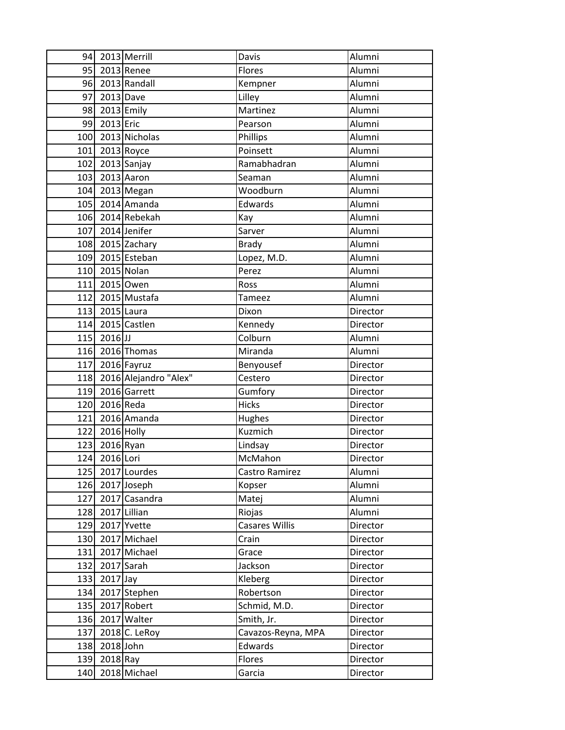| | | | | |
|---|---|---|---|---|
| 94 | 2013 | Merrill | Davis | Alumni |
| 95 | 2013 | Renee | Flores | Alumni |
| 96 | 2013 | Randall | Kempner | Alumni |
| 97 | 2013 | Dave | Lilley | Alumni |
| 98 | 2013 | Emily | Martinez | Alumni |
| 99 | 2013 | Eric | Pearson | Alumni |
| 100 | 2013 | Nicholas | Phillips | Alumni |
| 101 | 2013 | Royce | Poinsett | Alumni |
| 102 | 2013 | Sanjay | Ramabhadran | Alumni |
| 103 | 2013 | Aaron | Seaman | Alumni |
| 104 | 2013 | Megan | Woodburn | Alumni |
| 105 | 2014 | Amanda | Edwards | Alumni |
| 106 | 2014 | Rebekah | Kay | Alumni |
| 107 | 2014 | Jenifer | Sarver | Alumni |
| 108 | 2015 | Zachary | Brady | Alumni |
| 109 | 2015 | Esteban | Lopez, M.D. | Alumni |
| 110 | 2015 | Nolan | Perez | Alumni |
| 111 | 2015 | Owen | Ross | Alumni |
| 112 | 2015 | Mustafa | Tameez | Alumni |
| 113 | 2015 | Laura | Dixon | Director |
| 114 | 2015 | Castlen | Kennedy | Director |
| 115 | 2016 | JJ | Colburn | Alumni |
| 116 | 2016 | Thomas | Miranda | Alumni |
| 117 | 2016 | Fayruz | Benyousef | Director |
| 118 | 2016 | Alejandro "Alex" | Cestero | Director |
| 119 | 2016 | Garrett | Gumfory | Director |
| 120 | 2016 | Reda | Hicks | Director |
| 121 | 2016 | Amanda | Hughes | Director |
| 122 | 2016 | Holly | Kuzmich | Director |
| 123 | 2016 | Ryan | Lindsay | Director |
| 124 | 2016 | Lori | McMahon | Director |
| 125 | 2017 | Lourdes | Castro Ramirez | Alumni |
| 126 | 2017 | Joseph | Kopser | Alumni |
| 127 | 2017 | Casandra | Matej | Alumni |
| 128 | 2017 | Lillian | Riojas | Alumni |
| 129 | 2017 | Yvette | Casares Willis | Director |
| 130 | 2017 | Michael | Crain | Director |
| 131 | 2017 | Michael | Grace | Director |
| 132 | 2017 | Sarah | Jackson | Director |
| 133 | 2017 | Jay | Kleberg | Director |
| 134 | 2017 | Stephen | Robertson | Director |
| 135 | 2017 | Robert | Schmid, M.D. | Director |
| 136 | 2017 | Walter | Smith, Jr. | Director |
| 137 | 2018 | C. LeRoy | Cavazos-Reyna, MPA | Director |
| 138 | 2018 | John | Edwards | Director |
| 139 | 2018 | Ray | Flores | Director |
| 140 | 2018 | Michael | Garcia | Director |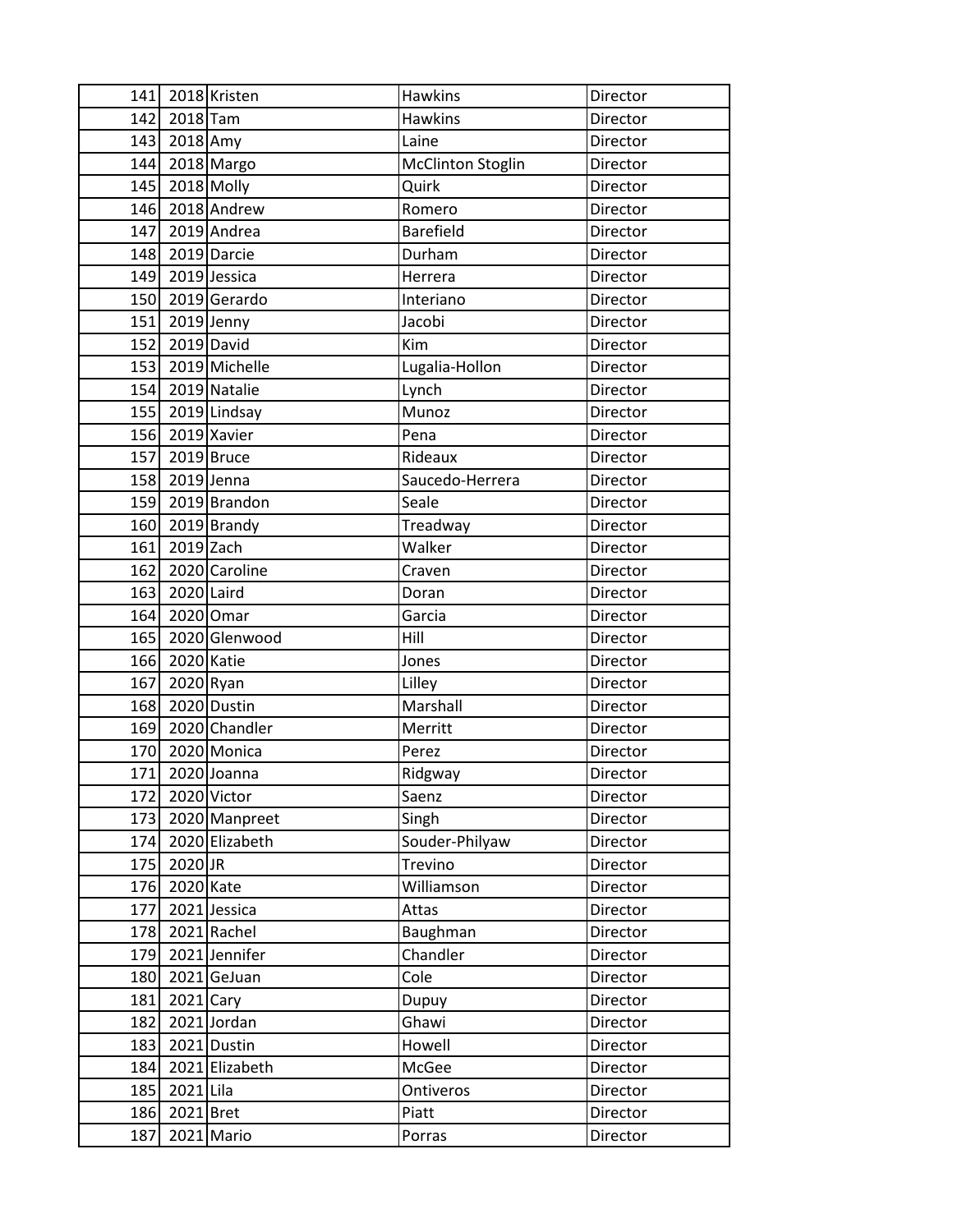| | | | | |
|---|---|---|---|---|
| 141 | 2018 | Kristen | Hawkins | Director |
| 142 | 2018 | Tam | Hawkins | Director |
| 143 | 2018 | Amy | Laine | Director |
| 144 | 2018 | Margo | McClinton Stoglin | Director |
| 145 | 2018 | Molly | Quirk | Director |
| 146 | 2018 | Andrew | Romero | Director |
| 147 | 2019 | Andrea | Barefield | Director |
| 148 | 2019 | Darcie | Durham | Director |
| 149 | 2019 | Jessica | Herrera | Director |
| 150 | 2019 | Gerardo | Interiano | Director |
| 151 | 2019 | Jenny | Jacobi | Director |
| 152 | 2019 | David | Kim | Director |
| 153 | 2019 | Michelle | Lugalia-Hollon | Director |
| 154 | 2019 | Natalie | Lynch | Director |
| 155 | 2019 | Lindsay | Munoz | Director |
| 156 | 2019 | Xavier | Pena | Director |
| 157 | 2019 | Bruce | Rideaux | Director |
| 158 | 2019 | Jenna | Saucedo-Herrera | Director |
| 159 | 2019 | Brandon | Seale | Director |
| 160 | 2019 | Brandy | Treadway | Director |
| 161 | 2019 | Zach | Walker | Director |
| 162 | 2020 | Caroline | Craven | Director |
| 163 | 2020 | Laird | Doran | Director |
| 164 | 2020 | Omar | Garcia | Director |
| 165 | 2020 | Glenwood | Hill | Director |
| 166 | 2020 | Katie | Jones | Director |
| 167 | 2020 | Ryan | Lilley | Director |
| 168 | 2020 | Dustin | Marshall | Director |
| 169 | 2020 | Chandler | Merritt | Director |
| 170 | 2020 | Monica | Perez | Director |
| 171 | 2020 | Joanna | Ridgway | Director |
| 172 | 2020 | Victor | Saenz | Director |
| 173 | 2020 | Manpreet | Singh | Director |
| 174 | 2020 | Elizabeth | Souder-Philyaw | Director |
| 175 | 2020 | JR | Trevino | Director |
| 176 | 2020 | Kate | Williamson | Director |
| 177 | 2021 | Jessica | Attas | Director |
| 178 | 2021 | Rachel | Baughman | Director |
| 179 | 2021 | Jennifer | Chandler | Director |
| 180 | 2021 | GeJuan | Cole | Director |
| 181 | 2021 | Cary | Dupuy | Director |
| 182 | 2021 | Jordan | Ghawi | Director |
| 183 | 2021 | Dustin | Howell | Director |
| 184 | 2021 | Elizabeth | McGee | Director |
| 185 | 2021 | Lila | Ontiveros | Director |
| 186 | 2021 | Bret | Piatt | Director |
| 187 | 2021 | Mario | Porras | Director |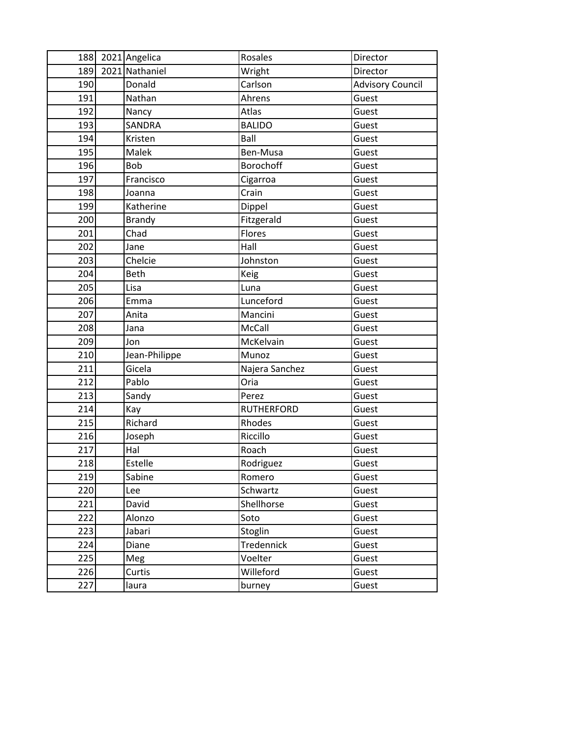| | | | | |
|---|---|---|---|---|
| 188 | 2021 | Angelica | Rosales | Director |
| 189 | 2021 | Nathaniel | Wright | Director |
| 190 | | Donald | Carlson | Advisory Council |
| 191 | | Nathan | Ahrens | Guest |
| 192 | | Nancy | Atlas | Guest |
| 193 | | SANDRA | BALIDO | Guest |
| 194 | | Kristen | Ball | Guest |
| 195 | | Malek | Ben-Musa | Guest |
| 196 | | Bob | Borochoff | Guest |
| 197 | | Francisco | Cigarroa | Guest |
| 198 | | Joanna | Crain | Guest |
| 199 | | Katherine | Dippel | Guest |
| 200 | | Brandy | Fitzgerald | Guest |
| 201 | | Chad | Flores | Guest |
| 202 | | Jane | Hall | Guest |
| 203 | | Chelcie | Johnston | Guest |
| 204 | | Beth | Keig | Guest |
| 205 | | Lisa | Luna | Guest |
| 206 | | Emma | Lunceford | Guest |
| 207 | | Anita | Mancini | Guest |
| 208 | | Jana | McCall | Guest |
| 209 | | Jon | McKelvain | Guest |
| 210 | | Jean-Philippe | Munoz | Guest |
| 211 | | Gicela | Najera Sanchez | Guest |
| 212 | | Pablo | Oria | Guest |
| 213 | | Sandy | Perez | Guest |
| 214 | | Kay | RUTHERFORD | Guest |
| 215 | | Richard | Rhodes | Guest |
| 216 | | Joseph | Riccillo | Guest |
| 217 | | Hal | Roach | Guest |
| 218 | | Estelle | Rodriguez | Guest |
| 219 | | Sabine | Romero | Guest |
| 220 | | Lee | Schwartz | Guest |
| 221 | | David | Shellhorse | Guest |
| 222 | | Alonzo | Soto | Guest |
| 223 | | Jabari | Stoglin | Guest |
| 224 | | Diane | Tredennick | Guest |
| 225 | | Meg | Voelter | Guest |
| 226 | | Curtis | Willeford | Guest |
| 227 | | laura | burney | Guest |